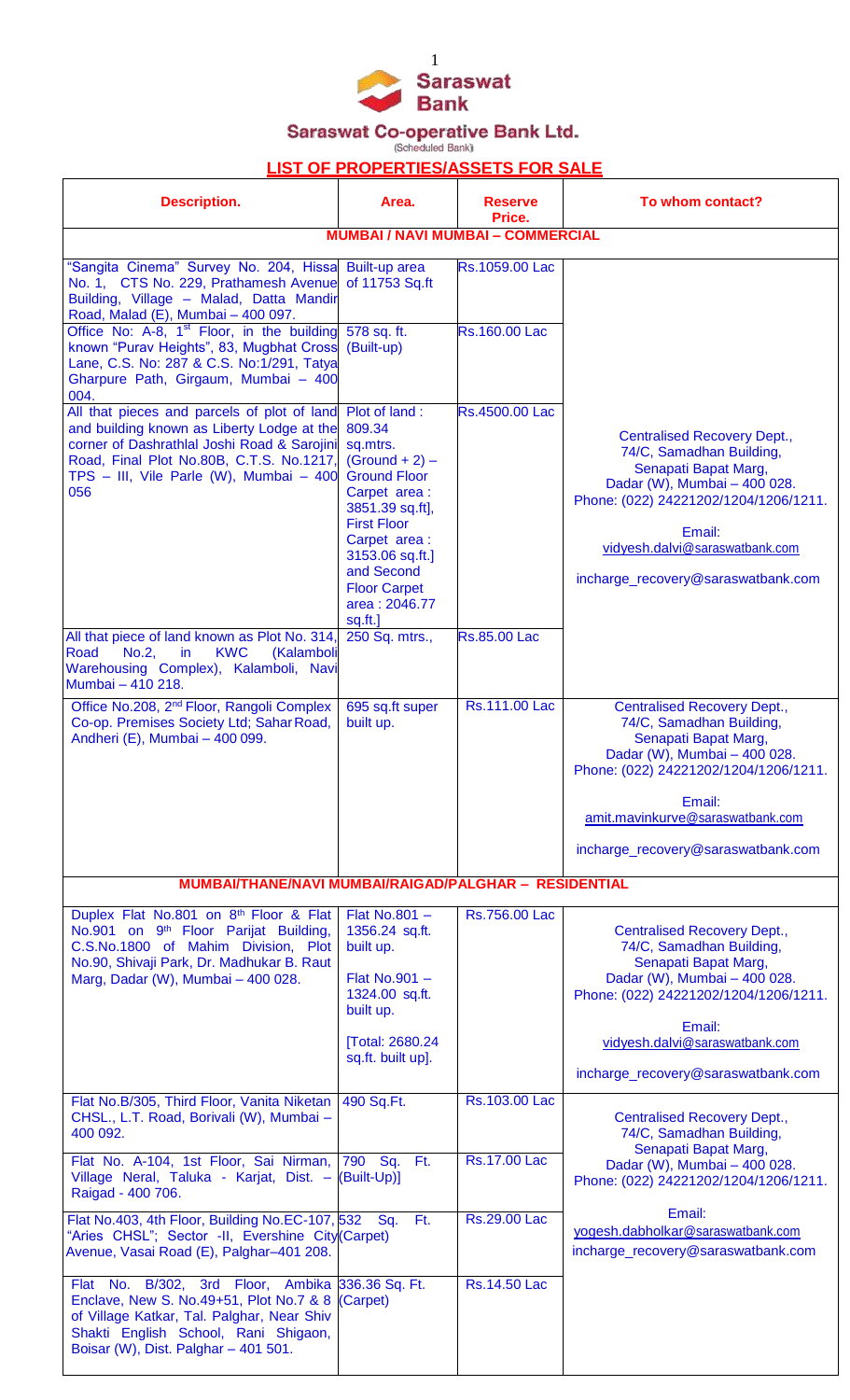# Saraswat Bank

## Saraswat Co-operative Bank Ltd.

(Scheduled Bank)

## LIST OF PROPERTIES/ASSETS FOR SALE

| Description. | Area. | Reserve Price. | To whom contact? |
|---|---|---|---|
| **MUMBAI / NAVI MUMBAI – COMMERCIAL** | | | |
| "Sangita Cinema" Survey No. 204, Hissa No. 1, CTS No. 229, Prathamesh Avenue Building, Village – Malad, Datta Mandir Road, Malad (E), Mumbai – 400 097. | Built-up area of 11753 Sq.ft | Rs.1059.00 Lac | Centralised Recovery Dept., 74/C, Samadhan Building, Senapati Bapat Marg, Dadar (W), Mumbai – 400 028. Phone: (022) 24221202/1204/1206/1211. Email: vidyesh.dalvi@saraswatbank.com incharge_recovery@saraswatbank.com |
| Office No: A-8, 1st Floor, in the building known "Purav Heights", 83, Mugbhat Cross Lane, C.S. No: 287 & C.S. No:1/291, Tatya Gharpure Path, Girgaum, Mumbai – 400 004. | 578 sq. ft. (Built-up) | Rs.160.00 Lac | |
| All that pieces and parcels of plot of land and building known as Liberty Lodge at the corner of Dashrathlal Joshi Road & Sarojini Road, Final Plot No.80B, C.T.S. No.1217, TPS – III, Vile Parle (W), Mumbai – 400 056 | Plot of land : 809.34 sq.mtrs. (Ground + 2) – Ground Floor Carpet area : 3851.39 sq.ft], First Floor Carpet area : 3153.06 sq.ft.] and Second Floor Carpet area : 2046.77 sq.ft.] | Rs.4500.00 Lac | |
| All that piece of land known as Plot No. 314, Road No.2, in KWC (Kalamboli Warehousing Complex), Kalamboli, Navi Mumbai – 410 218. | 250 Sq. mtrs., | Rs.85.00 Lac | |
| Office No.208, 2nd Floor, Rangoli Complex Co-op. Premises Society Ltd; Sahar Road, Andheri (E), Mumbai – 400 099. | 695 sq.ft super built up. | Rs.111.00 Lac | Centralised Recovery Dept., 74/C, Samadhan Building, Senapati Bapat Marg, Dadar (W), Mumbai – 400 028. Phone: (022) 24221202/1204/1206/1211. Email: amit.mavinkurve@saraswatbank.com incharge_recovery@saraswatbank.com |
| **MUMBAI/THANE/NAVI MUMBAI/RAIGAD/PALGHAR – RESIDENTIAL** | | | |
| Duplex Flat No.801 on 8th Floor & Flat No.901 on 9th Floor Parijat Building, C.S.No.1800 of Mahim Division, Plot No.90, Shivaji Park, Dr. Madhukar B. Raut Marg, Dadar (W), Mumbai – 400 028. | Flat No.801 – 1356.24 sq.ft. built up. Flat No.901 – 1324.00 sq.ft. built up. [Total: 2680.24 sq.ft. built up]. | Rs.756.00 Lac | Centralised Recovery Dept., 74/C, Samadhan Building, Senapati Bapat Marg, Dadar (W), Mumbai – 400 028. Phone: (022) 24221202/1204/1206/1211. Email: vidyesh.dalvi@saraswatbank.com incharge_recovery@saraswatbank.com |
| Flat No.B/305, Third Floor, Vanita Niketan CHSL., L.T. Road, Borivali (W), Mumbai – 400 092. | 490 Sq.Ft. | Rs.103.00 Lac | Centralised Recovery Dept., 74/C, Samadhan Building, Senapati Bapat Marg, Dadar (W), Mumbai – 400 028. Phone: (022) 24221202/1204/1206/1211. Email: yogesh.dabholkar@saraswatbank.com incharge_recovery@saraswatbank.com |
| Flat No. A-104, 1st Floor, Sai Nirman, Village Neral, Taluka - Karjat, Dist. – Raigad - 400 706. | 790 Sq. Ft. (Built-Up)] | Rs.17.00 Lac | |
| Flat No.403, 4th Floor, Building No.EC-107, "Aries CHSL"; Sector -II, Evershine City Avenue, Vasai Road (E), Palghar–401 208. | 532 Sq. Ft. (Carpet) | Rs.29.00 Lac | |
| Flat No. B/302, 3rd Floor, Ambika Enclave, New S. No.49+51, Plot No.7 & 8 of Village Katkar, Tal. Palghar, Near Shiv Shakti English School, Rani Shigaon, Boisar (W), Dist. Palghar – 401 501. | 336.36 Sq. Ft. (Carpet) | Rs.14.50 Lac | |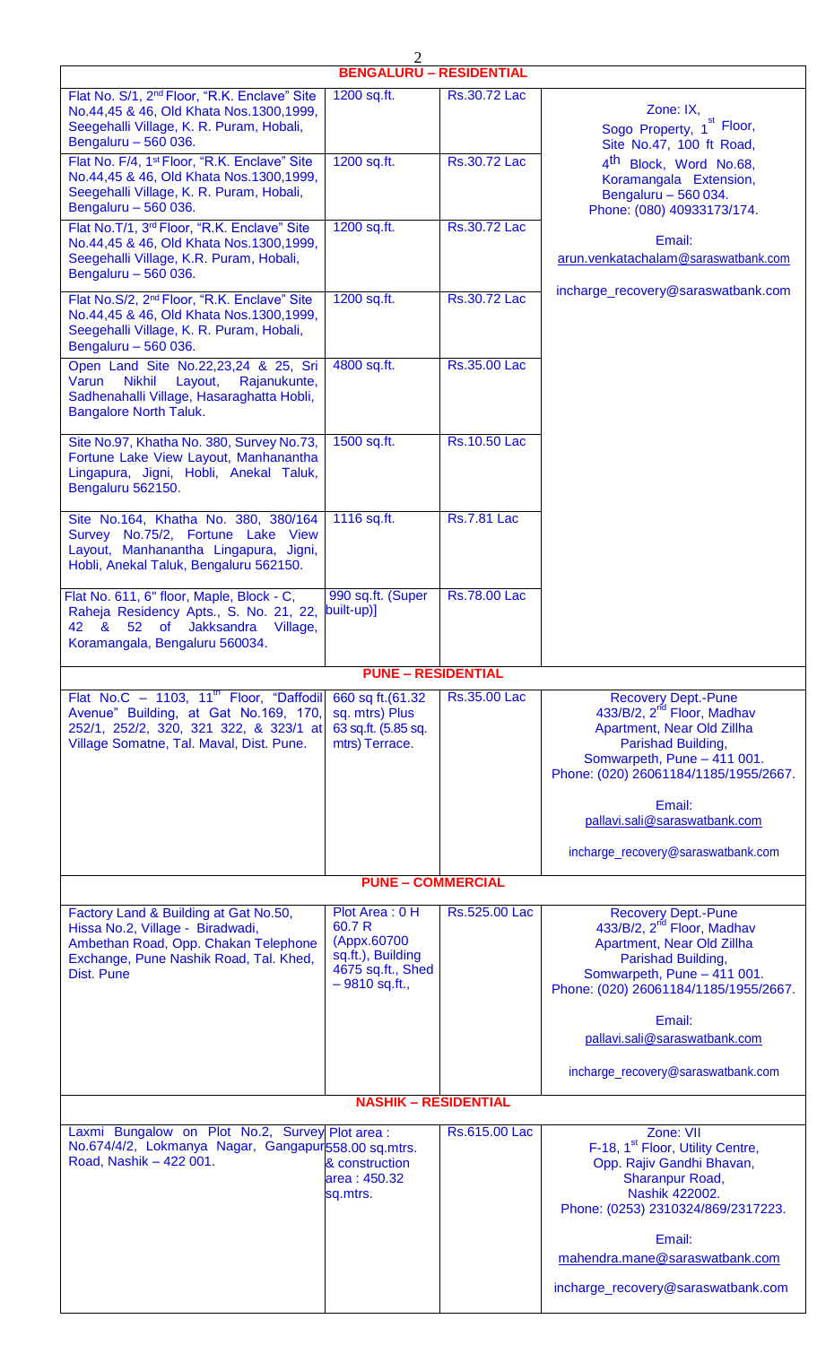| BENGALURU – RESIDENTIAL | | | |
|---|---|---|---|
| Flat No. S/1, 2nd Floor, "R.K. Enclave" Site No.44,45 & 46, Old Khata Nos.1300,1999, Seegehalli Village, K. R. Puram, Hobali, Bengaluru – 560 036. | 1200 sq.ft. | Rs.30.72 Lac | Zone: IX, Sogo Property, 1st Floor, Site No.47, 100 ft Road, 4th Block, Word No.68, Koramangala Extension, Bengaluru – 560 034. Phone: (080) 40933173/174. Email: arun.venkatachalam@saraswatbank.com incharge_recovery@saraswatbank.com |
| Flat No. F/4, 1st Floor, "R.K. Enclave" Site No.44,45 & 46, Old Khata Nos.1300,1999, Seegehalli Village, K. R. Puram, Hobali, Bengaluru – 560 036. | 1200 sq.ft. | Rs.30.72 Lac | |
| Flat No.T/1, 3rd Floor, "R.K. Enclave" Site No.44,45 & 46, Old Khata Nos.1300,1999, Seegehalli Village, K.R. Puram, Hobali, Bengaluru – 560 036. | 1200 sq.ft. | Rs.30.72 Lac | |
| Flat No.S/2, 2nd Floor, "R.K. Enclave" Site No.44,45 & 46, Old Khata Nos.1300,1999, Seegehalli Village, K. R. Puram, Hobali, Bengaluru – 560 036. | 1200 sq.ft. | Rs.30.72 Lac | |
| Open Land Site No.22,23,24 & 25, Sri Varun Nikhil Layout, Rajanukunte, Sadhenahalli Village, Hasaraghatta Hobli, Bangalore North Taluk. | 4800 sq.ft. | Rs.35.00 Lac | |
| Site No.97, Khatha No. 380, Survey No.73, Fortune Lake View Layout, Manhanantha Lingapura, Jigni, Hobli, Anekal Taluk, Bengaluru 562150. | 1500 sq.ft. | Rs.10.50 Lac | |
| Site No.164, Khatha No. 380, 380/164 Survey No.75/2, Fortune Lake View Layout, Manhanantha Lingapura, Jigni, Hobli, Anekal Taluk, Bengaluru 562150. | 1116 sq.ft. | Rs.7.81 Lac | |
| Flat No. 611, 6" floor, Maple, Block - C, Raheja Residency Apts., S. No. 21, 22, 42 & 52 of Jakksandra Village, Koramangala, Bengaluru 560034. | 990 sq.ft. (Super built-up)] | Rs.78.00 Lac | |
| **PUNE – RESIDENTIAL** | | | |
| Flat No.C – 1103, 11th Floor, "Daffodil Avenue" Building, at Gat No.169, 170, 252/1, 252/2, 320, 321 322, & 323/1 at Village Somatne, Tal. Maval, Dist. Pune. | 660 sq ft.(61.32 sq. mtrs) Plus 63 sq.ft. (5.85 sq. mtrs) Terrace. | Rs.35.00 Lac | Recovery Dept.-Pune 433/B/2, 2nd Floor, Madhav Apartment, Near Old Zillha Parishad Building, Somwarpeth, Pune – 411 001. Phone: (020) 26061184/1185/1955/2667. Email: pallavi.sali@saraswatbank.com incharge_recovery@saraswatbank.com |
| **PUNE – COMMERCIAL** | | | |
| Factory Land & Building at Gat No.50, Hissa No.2, Village - Biradwadi, Ambethan Road, Opp. Chakan Telephone Exchange, Pune Nashik Road, Tal. Khed, Dist. Pune | Plot Area : 0 H 60.7 R (Appx.60700 sq.ft.), Building 4675 sq.ft., Shed – 9810 sq.ft., | Rs.525.00 Lac | Recovery Dept.-Pune 433/B/2, 2nd Floor, Madhav Apartment, Near Old Zillha Parishad Building, Somwarpeth, Pune – 411 001. Phone: (020) 26061184/1185/1955/2667. Email: pallavi.sali@saraswatbank.com incharge_recovery@saraswatbank.com |
| **NASHIK – RESIDENTIAL** | | | |
| Laxmi Bungalow on Plot No.2, Survey No.674/4/2, Lokmanya Nagar, Gangapur Road, Nashik – 422 001. | Plot area : 558.00 sq.mtrs. & construction area : 450.32 sq.mtrs. | Rs.615.00 Lac | Zone: VII F-18, 1st Floor, Utility Centre, Opp. Rajiv Gandhi Bhavan, Sharanpur Road, Nashik 422002. Phone: (0253) 2310324/869/2317223. Email: mahendra.mane@saraswatbank.com incharge_recovery@saraswatbank.com |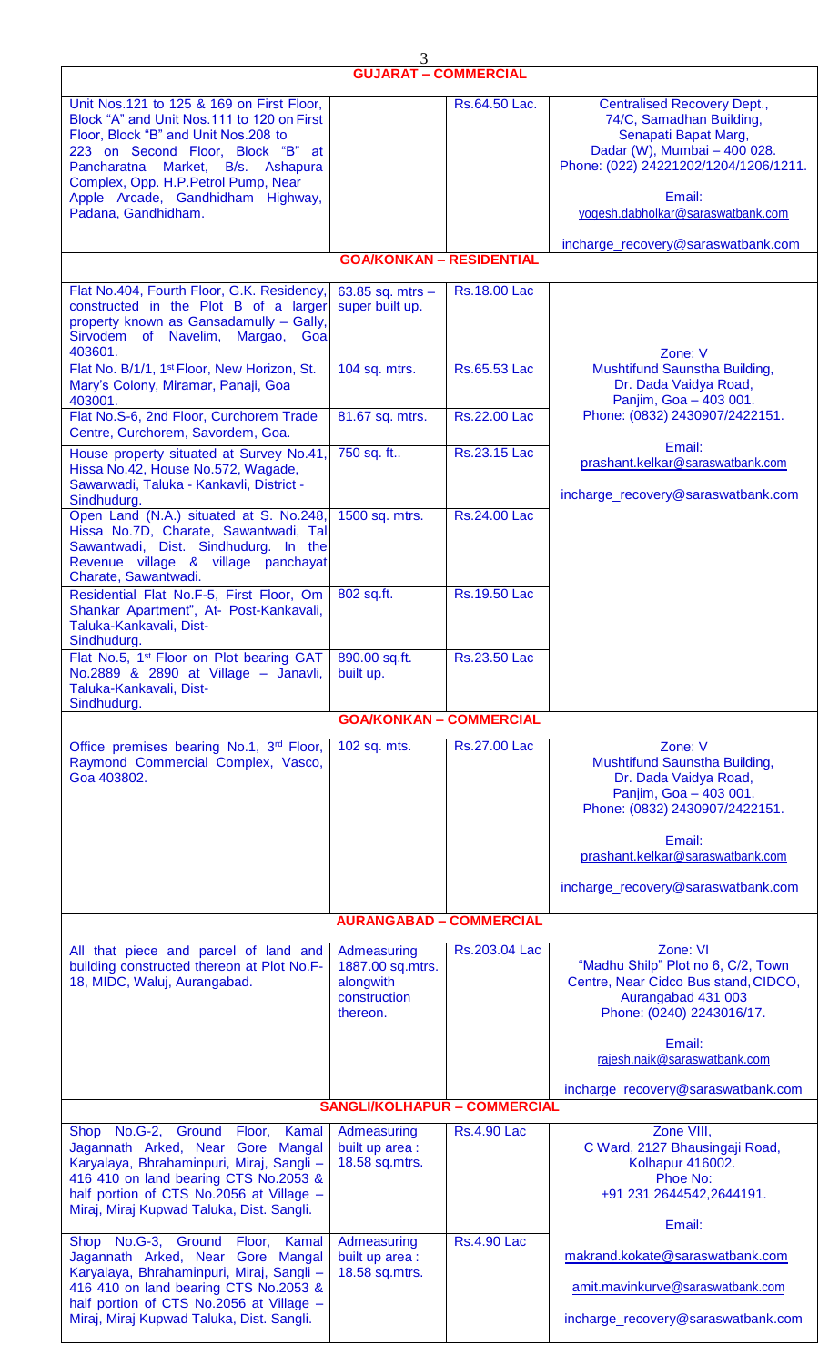## GUJARAT – COMMERCIAL

| Property | Area | Reserve Price | Contact |
|---|---|---|---|
| Unit Nos.121 to 125 & 169 on First Floor, Block "A" and Unit Nos.111 to 120 on First Floor, Block "B" and Unit Nos.208 to 223 on Second Floor, Block "B" at Pancharatna Market, B/s. Ashapura Complex, Opp. H.P.Petrol Pump, Near Apple Arcade, Gandhidham Highway, Padana, Gandhidham. | | Rs.64.50 Lac. | Centralised Recovery Dept., 74/C, Samadhan Building, Senapati Bapat Marg, Dadar (W), Mumbai – 400 028. Phone: (022) 24221202/1204/1206/1211. Email: yogesh.dabholkar@saraswatbank.com incharge_recovery@saraswatbank.com |

## GOA/KONKAN – RESIDENTIAL

| Property | Area | Reserve Price | Contact |
|---|---|---|---|
| Flat No.404, Fourth Floor, G.K. Residency, constructed in the Plot B of a larger property known as Gansadamully – Gally, Sirvodem of Navelim, Margao, Goa 403601. | 63.85 sq. mtrs – super built up. | Rs.18.00 Lac | Zone: V Mushtifund Saunstha Building, Dr. Dada Vaidya Road, Panjim, Goa – 403 001. Phone: (0832) 2430907/2422151. Email: prashant.kelkar@saraswatbank.com incharge_recovery@saraswatbank.com |
| Flat No. B/1/1, 1st Floor, New Horizon, St. Mary's Colony, Miramar, Panaji, Goa 403001. | 104 sq. mtrs. | Rs.65.53 Lac | |
| Flat No.S-6, 2nd Floor, Curchorem Trade Centre, Curchorem, Savordem, Goa. | 81.67 sq. mtrs. | Rs.22.00 Lac | |
| House property situated at Survey No.41, Hissa No.42, House No.572, Wagade, Sawarwadi, Taluka - Kankavli, District - Sindhudurg. | 750 sq. ft.. | Rs.23.15 Lac | |
| Open Land (N.A.) situated at S. No.248, Hissa No.7D, Charate, Sawantwadi, Tal Sawantwadi, Dist. Sindhudurg. In the Revenue village & village panchayat Charate, Sawantwadi. | 1500 sq. mtrs. | Rs.24.00 Lac | |
| Residential Flat No.F-5, First Floor, Om Shankar Apartment", At- Post-Kankavali, Taluka-Kankavali, Dist- Sindhudurg. | 802 sq.ft. | Rs.19.50 Lac | |
| Flat No.5, 1st Floor on Plot bearing GAT No.2889 & 2890 at Village – Janavli, Taluka-Kankavali, Dist- Sindhudurg. | 890.00 sq.ft. built up. | Rs.23.50 Lac | |

## GOA/KONKAN – COMMERCIAL

| Property | Area | Reserve Price | Contact |
|---|---|---|---|
| Office premises bearing No.1, 3rd Floor, Raymond Commercial Complex, Vasco, Goa 403802. | 102 sq. mts. | Rs.27.00 Lac | Zone: V Mushtifund Saunstha Building, Dr. Dada Vaidya Road, Panjim, Goa – 403 001. Phone: (0832) 2430907/2422151. Email: prashant.kelkar@saraswatbank.com incharge_recovery@saraswatbank.com |

## AURANGABAD – COMMERCIAL

| Property | Area | Reserve Price | Contact |
|---|---|---|---|
| All that piece and parcel of land and building constructed thereon at Plot No.F-18, MIDC, Waluj, Aurangabad. | Admeasuring 1887.00 sq.mtrs. alongwith construction thereon. | Rs.203.04 Lac | Zone: VI "Madhu Shilp" Plot no 6, C/2, Town Centre, Near Cidco Bus stand, CIDCO, Aurangabad 431 003 Phone: (0240) 2243016/17. Email: rajesh.naik@saraswatbank.com incharge_recovery@saraswatbank.com |

## SANGLI/KOLHAPUR – COMMERCIAL

| Property | Area | Reserve Price | Contact |
|---|---|---|---|
| Shop No.G-2, Ground Floor, Kamal Jagannath Arked, Near Gore Mangal Karyalaya, Bhrahaminpuri, Miraj, Sangli – 416 410 on land bearing CTS No.2053 & half portion of CTS No.2056 at Village – Miraj, Miraj Kupwad Taluka, Dist. Sangli. | Admeasuring built up area : 18.58 sq.mtrs. | Rs.4.90 Lac | Zone VIII, C Ward, 2127 Bhausingaji Road, Kolhapur 416002. Phoe No: +91 231 2644542,2644191. Email: makrand.kokate@saraswatbank.com amit.mavinkurve@saraswatbank.com incharge_recovery@saraswatbank.com |
| Shop No.G-3, Ground Floor, Kamal Jagannath Arked, Near Gore Mangal Karyalaya, Bhrahaminpuri, Miraj, Sangli – 416 410 on land bearing CTS No.2053 & half portion of CTS No.2056 at Village – Miraj, Miraj Kupwad Taluka, Dist. Sangli. | Admeasuring built up area : 18.58 sq.mtrs. | Rs.4.90 Lac | |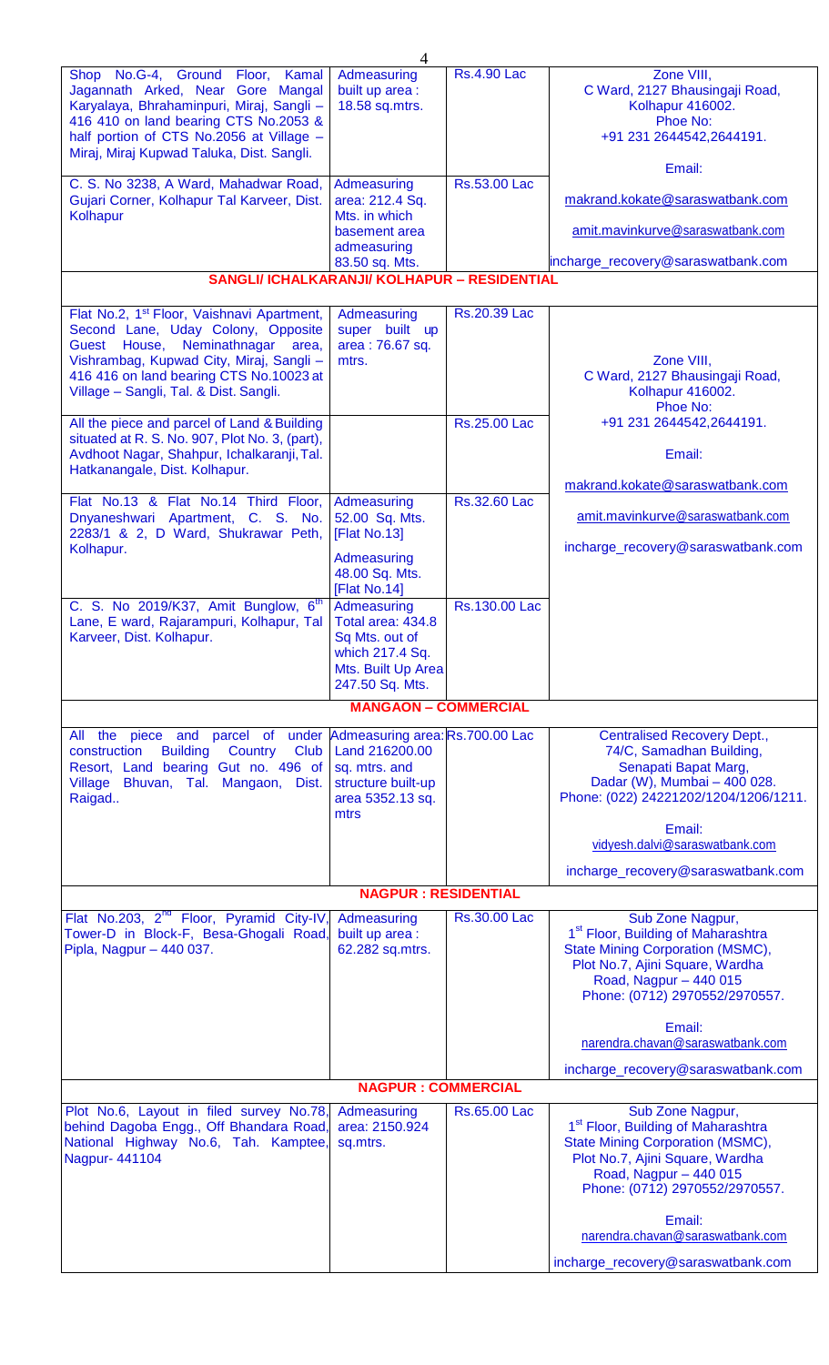| | | | |
|---|---|---|---|
| Shop No.G-4, Ground Floor, Kamal Jagannath Arked, Near Gore Mangal Karyalaya, Bhrahaminpuri, Miraj, Sangli – 416 410 on land bearing CTS No.2053 & half portion of CTS No.2056 at Village – Miraj, Miraj Kupwad Taluka, Dist. Sangli. | Admeasuring built up area : 18.58 sq.mtrs. | Rs.4.90 Lac | Zone VIII, C Ward, 2127 Bhausingaji Road, Kolhapur 416002. Phoe No: +91 231 2644542,2644191. Email: makrand.kokate@saraswatbank.com amit.mavinkurve@saraswatbank.com incharge_recovery@saraswatbank.com |
| C. S. No 3238, A Ward, Mahadwar Road, Gujari Corner, Kolhapur Tal Karveer, Dist. Kolhapur | Admeasuring area: 212.4 Sq. Mts. in which basement area admeasuring 83.50 sq. Mts. | Rs.53.00 Lac | |
| **SANGLI/ ICHALKARANJI/ KOLHAPUR – RESIDENTIAL** | | | |
| Flat No.2, 1st Floor, Vaishnavi Apartment, Second Lane, Uday Colony, Opposite Guest House, Neminathnagar area, Vishrambag, Kupwad City, Miraj, Sangli – 416 416 on land bearing CTS No.10023 at Village – Sangli, Tal. & Dist. Sangli. | Admeasuring super built up area : 76.67 sq. mtrs. | Rs.20.39 Lac | Zone VIII, C Ward, 2127 Bhausingaji Road, Kolhapur 416002. Phoe No: +91 231 2644542,2644191. Email: makrand.kokate@saraswatbank.com amit.mavinkurve@saraswatbank.com incharge_recovery@saraswatbank.com |
| All the piece and parcel of Land & Building situated at R. S. No. 907, Plot No. 3, (part), Avdhoot Nagar, Shahpur, Ichalkaranji, Tal. Hatkanangale, Dist. Kolhapur. | | Rs.25.00 Lac | |
| Flat No.13 & Flat No.14 Third Floor, Dnyaneshwari Apartment, C. S. No. 2283/1 & 2, D Ward, Shukrawar Peth, Kolhapur. | Admeasuring 52.00 Sq. Mts. [Flat No.13] Admeasuring 48.00 Sq. Mts. [Flat No.14] | Rs.32.60 Lac | |
| C. S. No 2019/K37, Amit Bunglow, 6th Lane, E ward, Rajarampuri, Kolhapur, Tal Karveer, Dist. Kolhapur. | Admeasuring Total area: 434.8 Sq Mts. out of which 217.4 Sq. Mts. Built Up Area 247.50 Sq. Mts. | Rs.130.00 Lac | |
| **MANGAON – COMMERCIAL** | | | |
| All the piece and parcel of under construction Building Country Club Resort, Land bearing Gut no. 496 of Village Bhuvan, Tal. Mangaon, Dist. Raigad.. | Admeasuring area: Land 216200.00 sq. mtrs. and structure built-up area 5352.13 sq. mtrs | Rs.700.00 Lac | Centralised Recovery Dept., 74/C, Samadhan Building, Senapati Bapat Marg, Dadar (W), Mumbai – 400 028. Phone: (022) 24221202/1204/1206/1211. Email: vidyesh.dalvi@saraswatbank.com incharge_recovery@saraswatbank.com |
| **NAGPUR : RESIDENTIAL** | | | |
| Flat No.203, 2nd Floor, Pyramid City-IV, Tower-D in Block-F, Besa-Ghogali Road, Pipla, Nagpur – 440 037. | Admeasuring built up area : 62.282 sq.mtrs. | Rs.30.00 Lac | Sub Zone Nagpur, 1st Floor, Building of Maharashtra State Mining Corporation (MSMC), Plot No.7, Ajini Square, Wardha Road, Nagpur – 440 015 Phone: (0712) 2970552/2970557. Email: narendra.chavan@saraswatbank.com incharge_recovery@saraswatbank.com |
| **NAGPUR : COMMERCIAL** | | | |
| Plot No.6, Layout in filed survey No.78, behind Dagoba Engg., Off Bhandara Road, National Highway No.6, Tah. Kamptee, Nagpur- 441104 | Admeasuring area: 2150.924 sq.mtrs. | Rs.65.00 Lac | Sub Zone Nagpur, 1st Floor, Building of Maharashtra State Mining Corporation (MSMC), Plot No.7, Ajini Square, Wardha Road, Nagpur – 440 015 Phone: (0712) 2970552/2970557. Email: narendra.chavan@saraswatbank.com incharge_recovery@saraswatbank.com |